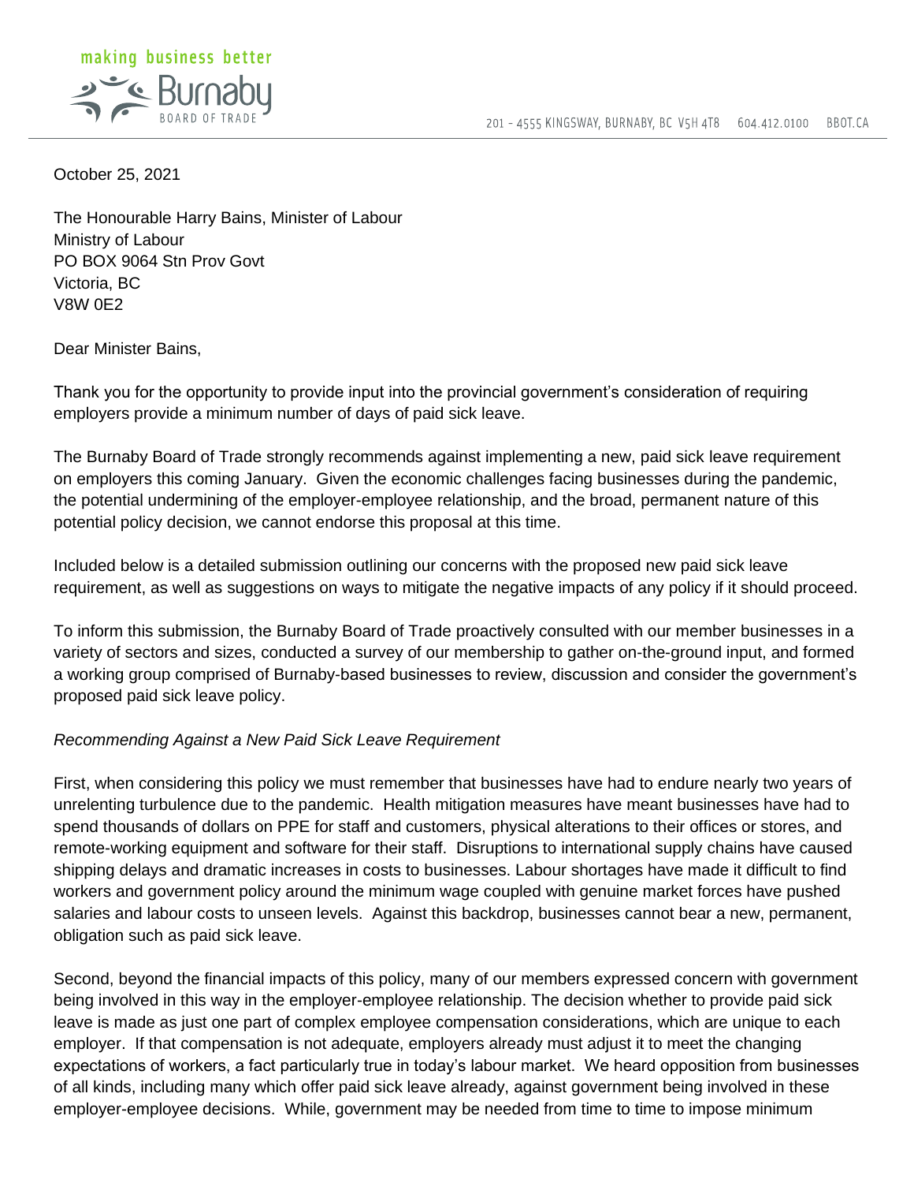making business better

Burnaby BOARD OF TRADE

201 - 4555 KINGSWAY, BURNABY, BC V5H 4T8 604.412.0100 BBOT.CA

October 25, 2021

The Honourable Harry Bains, Minister of Labour
Ministry of Labour
PO BOX 9064 Stn Prov Govt
Victoria, BC
V8W 0E2

Dear Minister Bains,

Thank you for the opportunity to provide input into the provincial government's consideration of requiring employers provide a minimum number of days of paid sick leave.

The Burnaby Board of Trade strongly recommends against implementing a new, paid sick leave requirement on employers this coming January. Given the economic challenges facing businesses during the pandemic, the potential undermining of the employer-employee relationship, and the broad, permanent nature of this potential policy decision, we cannot endorse this proposal at this time.

Included below is a detailed submission outlining our concerns with the proposed new paid sick leave requirement, as well as suggestions on ways to mitigate the negative impacts of any policy if it should proceed.

To inform this submission, the Burnaby Board of Trade proactively consulted with our member businesses in a variety of sectors and sizes, conducted a survey of our membership to gather on-the-ground input, and formed a working group comprised of Burnaby-based businesses to review, discussion and consider the government's proposed paid sick leave policy.

*Recommending Against a New Paid Sick Leave Requirement*

First, when considering this policy we must remember that businesses have had to endure nearly two years of unrelenting turbulence due to the pandemic. Health mitigation measures have meant businesses have had to spend thousands of dollars on PPE for staff and customers, physical alterations to their offices or stores, and remote-working equipment and software for their staff. Disruptions to international supply chains have caused shipping delays and dramatic increases in costs to businesses. Labour shortages have made it difficult to find workers and government policy around the minimum wage coupled with genuine market forces have pushed salaries and labour costs to unseen levels. Against this backdrop, businesses cannot bear a new, permanent, obligation such as paid sick leave.

Second, beyond the financial impacts of this policy, many of our members expressed concern with government being involved in this way in the employer-employee relationship. The decision whether to provide paid sick leave is made as just one part of complex employee compensation considerations, which are unique to each employer. If that compensation is not adequate, employers already must adjust it to meet the changing expectations of workers, a fact particularly true in today's labour market. We heard opposition from businesses of all kinds, including many which offer paid sick leave already, against government being involved in these employer-employee decisions. While, government may be needed from time to time to impose minimum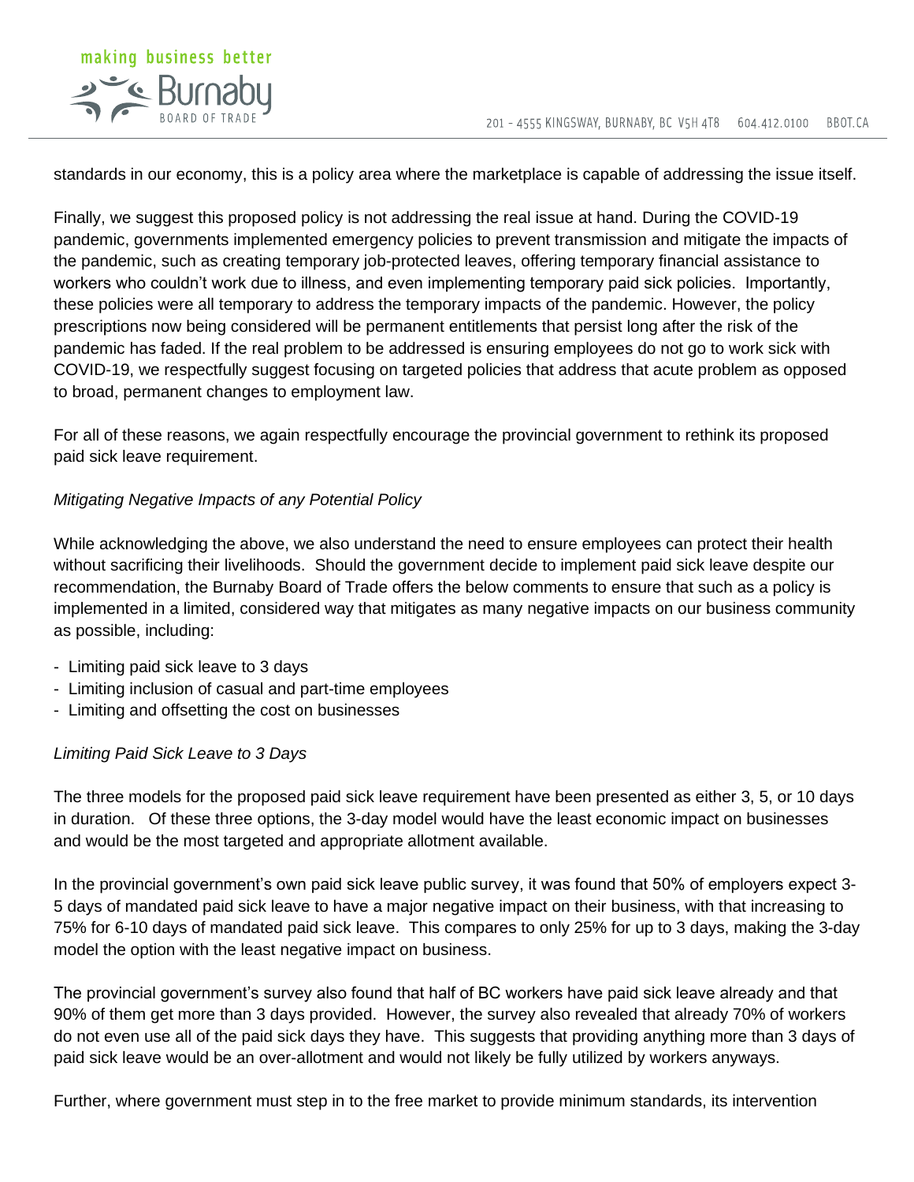standards in our economy, this is a policy area where the marketplace is capable of addressing the issue itself.

Finally, we suggest this proposed policy is not addressing the real issue at hand. During the COVID-19 pandemic, governments implemented emergency policies to prevent transmission and mitigate the impacts of the pandemic, such as creating temporary job-protected leaves, offering temporary financial assistance to workers who couldn't work due to illness, and even implementing temporary paid sick policies. Importantly, these policies were all temporary to address the temporary impacts of the pandemic. However, the policy prescriptions now being considered will be permanent entitlements that persist long after the risk of the pandemic has faded. If the real problem to be addressed is ensuring employees do not go to work sick with COVID-19, we respectfully suggest focusing on targeted policies that address that acute problem as opposed to broad, permanent changes to employment law.

For all of these reasons, we again respectfully encourage the provincial government to rethink its proposed paid sick leave requirement.

*Mitigating Negative Impacts of any Potential Policy*

While acknowledging the above, we also understand the need to ensure employees can protect their health without sacrificing their livelihoods. Should the government decide to implement paid sick leave despite our recommendation, the Burnaby Board of Trade offers the below comments to ensure that such as a policy is implemented in a limited, considered way that mitigates as many negative impacts on our business community as possible, including:

- Limiting paid sick leave to 3 days
- Limiting inclusion of casual and part-time employees
- Limiting and offsetting the cost on businesses

*Limiting Paid Sick Leave to 3 Days*

The three models for the proposed paid sick leave requirement have been presented as either 3, 5, or 10 days in duration. Of these three options, the 3-day model would have the least economic impact on businesses and would be the most targeted and appropriate allotment available.

In the provincial government's own paid sick leave public survey, it was found that 50% of employers expect 3-5 days of mandated paid sick leave to have a major negative impact on their business, with that increasing to 75% for 6-10 days of mandated paid sick leave. This compares to only 25% for up to 3 days, making the 3-day model the option with the least negative impact on business.

The provincial government's survey also found that half of BC workers have paid sick leave already and that 90% of them get more than 3 days provided. However, the survey also revealed that already 70% of workers do not even use all of the paid sick days they have. This suggests that providing anything more than 3 days of paid sick leave would be an over-allotment and would not likely be fully utilized by workers anyways.

Further, where government must step in to the free market to provide minimum standards, its intervention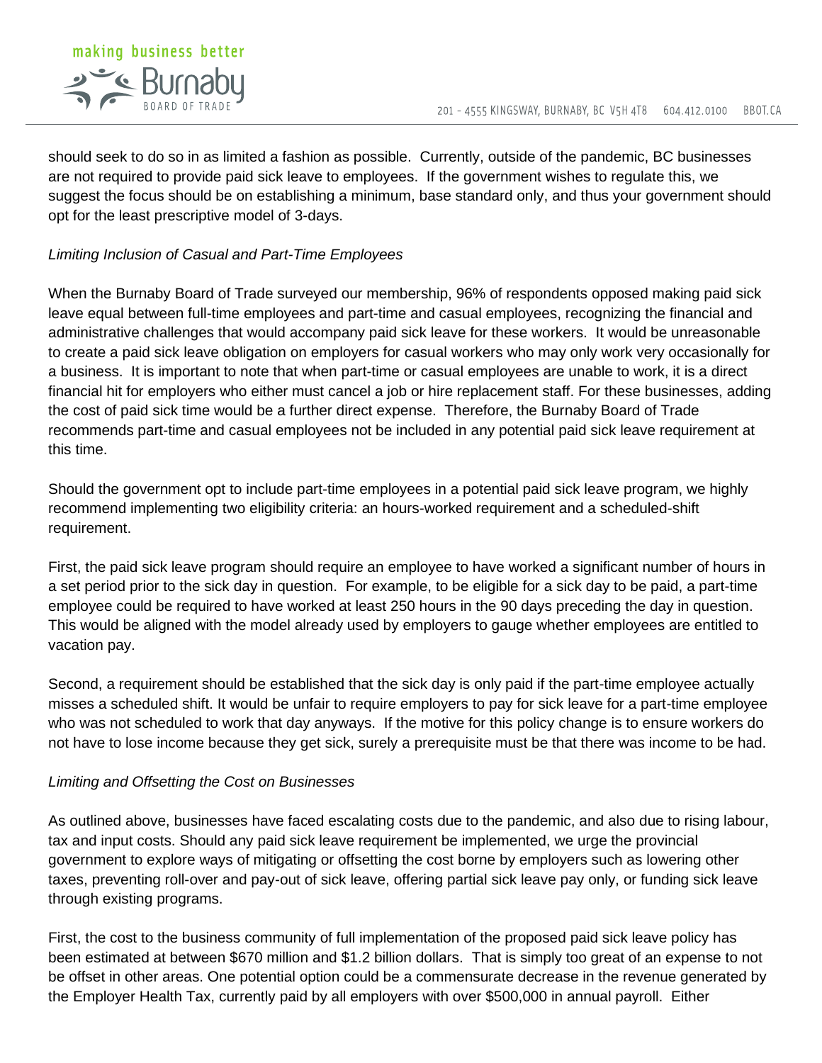should seek to do so in as limited a fashion as possible. Currently, outside of the pandemic, BC businesses are not required to provide paid sick leave to employees. If the government wishes to regulate this, we suggest the focus should be on establishing a minimum, base standard only, and thus your government should opt for the least prescriptive model of 3-days.

*Limiting Inclusion of Casual and Part-Time Employees*

When the Burnaby Board of Trade surveyed our membership, 96% of respondents opposed making paid sick leave equal between full-time employees and part-time and casual employees, recognizing the financial and administrative challenges that would accompany paid sick leave for these workers. It would be unreasonable to create a paid sick leave obligation on employers for casual workers who may only work very occasionally for a business. It is important to note that when part-time or casual employees are unable to work, it is a direct financial hit for employers who either must cancel a job or hire replacement staff. For these businesses, adding the cost of paid sick time would be a further direct expense. Therefore, the Burnaby Board of Trade recommends part-time and casual employees not be included in any potential paid sick leave requirement at this time.

Should the government opt to include part-time employees in a potential paid sick leave program, we highly recommend implementing two eligibility criteria: an hours-worked requirement and a scheduled-shift requirement.

First, the paid sick leave program should require an employee to have worked a significant number of hours in a set period prior to the sick day in question. For example, to be eligible for a sick day to be paid, a part-time employee could be required to have worked at least 250 hours in the 90 days preceding the day in question. This would be aligned with the model already used by employers to gauge whether employees are entitled to vacation pay.

Second, a requirement should be established that the sick day is only paid if the part-time employee actually misses a scheduled shift. It would be unfair to require employers to pay for sick leave for a part-time employee who was not scheduled to work that day anyways. If the motive for this policy change is to ensure workers do not have to lose income because they get sick, surely a prerequisite must be that there was income to be had.

*Limiting and Offsetting the Cost on Businesses*

As outlined above, businesses have faced escalating costs due to the pandemic, and also due to rising labour, tax and input costs. Should any paid sick leave requirement be implemented, we urge the provincial government to explore ways of mitigating or offsetting the cost borne by employers such as lowering other taxes, preventing roll-over and pay-out of sick leave, offering partial sick leave pay only, or funding sick leave through existing programs.

First, the cost to the business community of full implementation of the proposed paid sick leave policy has been estimated at between $670 million and $1.2 billion dollars. That is simply too great of an expense to not be offset in other areas. One potential option could be a commensurate decrease in the revenue generated by the Employer Health Tax, currently paid by all employers with over $500,000 in annual payroll. Either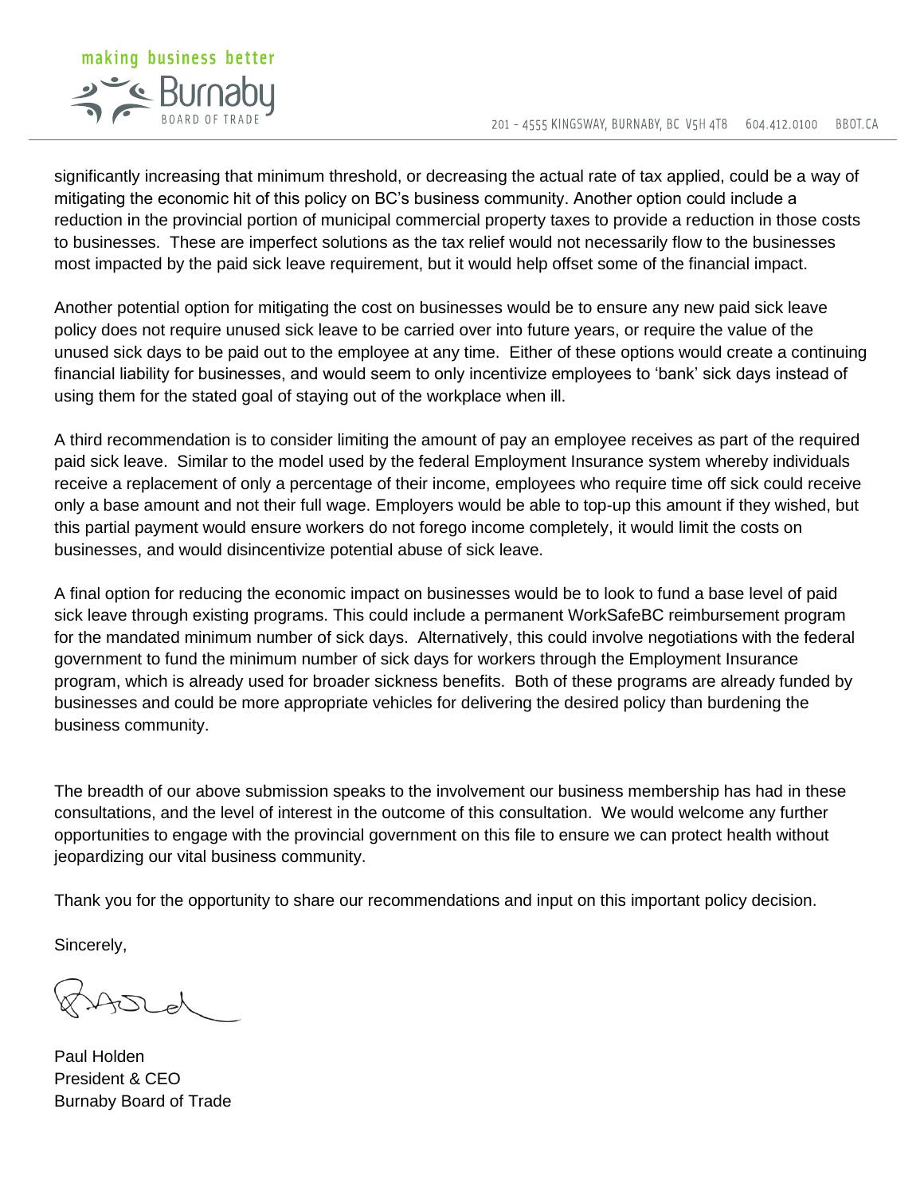significantly increasing that minimum threshold, or decreasing the actual rate of tax applied, could be a way of mitigating the economic hit of this policy on BC's business community. Another option could include a reduction in the provincial portion of municipal commercial property taxes to provide a reduction in those costs to businesses. These are imperfect solutions as the tax relief would not necessarily flow to the businesses most impacted by the paid sick leave requirement, but it would help offset some of the financial impact.

Another potential option for mitigating the cost on businesses would be to ensure any new paid sick leave policy does not require unused sick leave to be carried over into future years, or require the value of the unused sick days to be paid out to the employee at any time. Either of these options would create a continuing financial liability for businesses, and would seem to only incentivize employees to 'bank' sick days instead of using them for the stated goal of staying out of the workplace when ill.

A third recommendation is to consider limiting the amount of pay an employee receives as part of the required paid sick leave. Similar to the model used by the federal Employment Insurance system whereby individuals receive a replacement of only a percentage of their income, employees who require time off sick could receive only a base amount and not their full wage. Employers would be able to top-up this amount if they wished, but this partial payment would ensure workers do not forego income completely, it would limit the costs on businesses, and would disincentivize potential abuse of sick leave.

A final option for reducing the economic impact on businesses would be to look to fund a base level of paid sick leave through existing programs. This could include a permanent WorkSafeBC reimbursement program for the mandated minimum number of sick days. Alternatively, this could involve negotiations with the federal government to fund the minimum number of sick days for workers through the Employment Insurance program, which is already used for broader sickness benefits. Both of these programs are already funded by businesses and could be more appropriate vehicles for delivering the desired policy than burdening the business community.

The breadth of our above submission speaks to the involvement our business membership has had in these consultations, and the level of interest in the outcome of this consultation. We would welcome any further opportunities to engage with the provincial government on this file to ensure we can protect health without jeopardizing our vital business community.

Thank you for the opportunity to share our recommendations and input on this important policy decision.

Sincerely,

Paul Holden
President & CEO
Burnaby Board of Trade